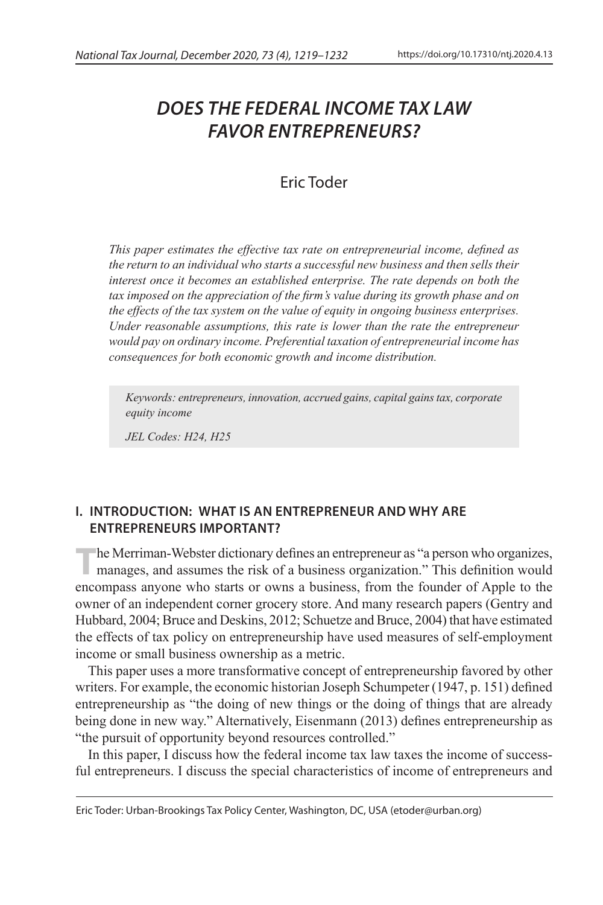# *DOES THE FEDERAL INCOME TAX LAW FAVOR ENTREPRENEURS?*

Eric Toder

*This paper estimates the effective tax rate on entrepreneurial income, defined as the return to an individual who starts a successful new business and then sells their interest once it becomes an established enterprise. The rate depends on both the tax imposed on the appreciation of the firm's value during its growth phase and on the effects of the tax system on the value of equity in ongoing business enterprises. Under reasonable assumptions, this rate is lower than the rate the entrepreneur would pay on ordinary income. Preferential taxation of entrepreneurial income has consequences for both economic growth and income distribution.*

*Keywords: entrepreneurs, innovation, accrued gains, capital gains tax, corporate equity income*

*JEL Codes: H24, H25*

## I. INTRODUCTION: WHAT IS AN ENTREPRENEUR AND WHY ARE ENTREPRENEURS IMPORTANT?

The Merriman-Webster dictionary defines an entrepreneur as "a person who organizes, manages, and assumes the risk of a business organization." This definition would encompass anyone who starts or owns a business, from the founder of Apple to the owner of an independent corner grocery store. And many research papers (Gentry and Hubbard, 2004; Bruce and Deskins, 2012; Schuetze and Bruce, 2004) that have estimated the effects of tax policy on entrepreneurship have used measures of self-employment income or small business ownership as a metric.

This paper uses a more transformative concept of entrepreneurship favored by other writers. For example, the economic historian Joseph Schumpeter (1947, p. 151) defined entrepreneurship as "the doing of new things or the doing of things that are already being done in new way." Alternatively, Eisenmann (2013) defines entrepreneurship as "the pursuit of opportunity beyond resources controlled."

In this paper, I discuss how the federal income tax law taxes the income of successful entrepreneurs. I discuss the special characteristics of income of entrepreneurs and

Eric Toder: Urban-Brookings Tax Policy Center, Washington, DC, USA (etoder@urban.org)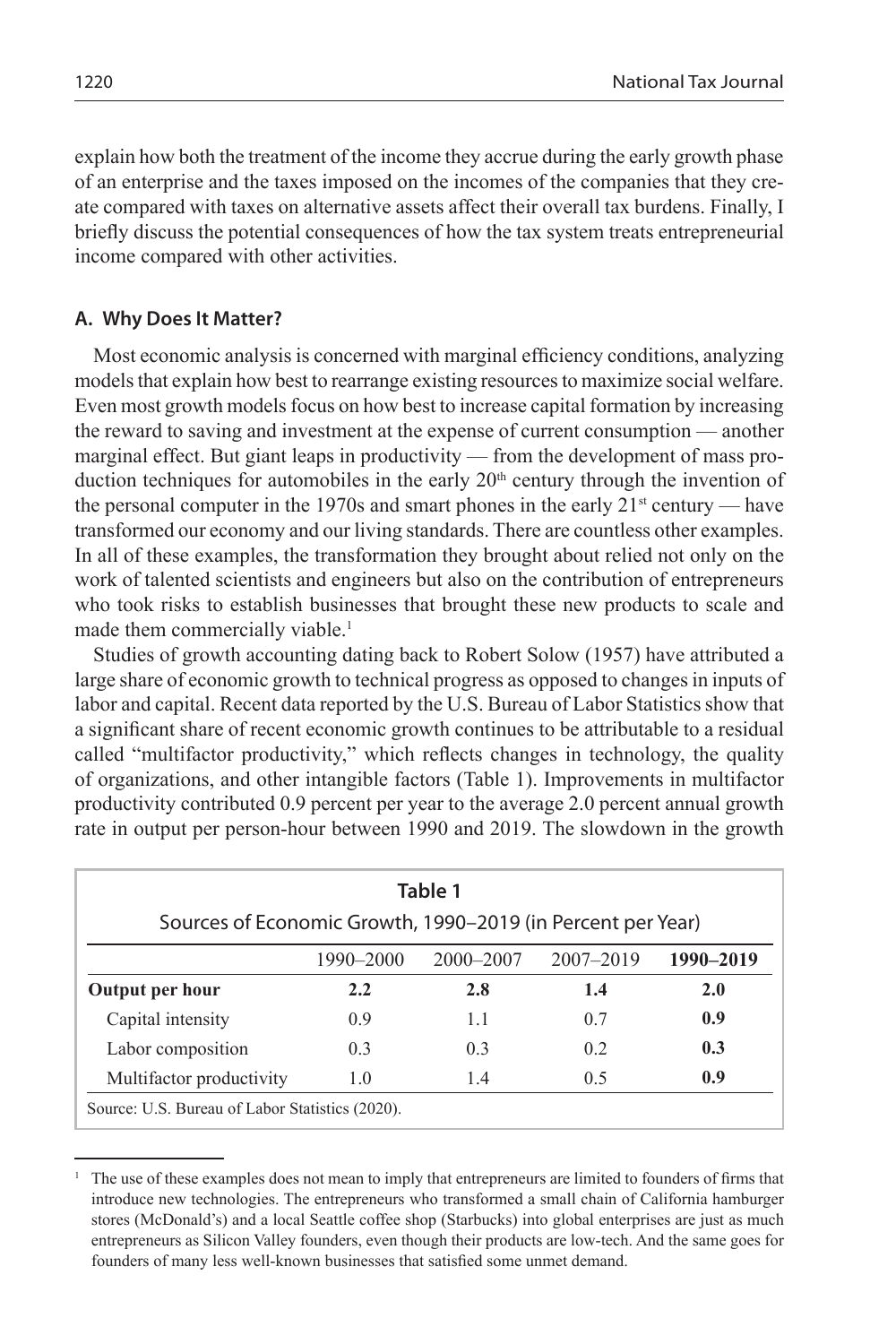explain how both the treatment of the income they accrue during the early growth phase of an enterprise and the taxes imposed on the incomes of the companies that they create compared with taxes on alternative assets affect their overall tax burdens. Finally, I briefly discuss the potential consequences of how the tax system treats entrepreneurial income compared with other activities.

### A. Why Does It Matter?

Most economic analysis is concerned with marginal efficiency conditions, analyzing models that explain how best to rearrange existing resources to maximize social welfare. Even most growth models focus on how best to increase capital formation by increasing the reward to saving and investment at the expense of current consumption — another marginal effect. But giant leaps in productivity — from the development of mass production techniques for automobiles in the early 20th century through the invention of the personal computer in the 1970s and smart phones in the early 21st century — have transformed our economy and our living standards. There are countless other examples. In all of these examples, the transformation they brought about relied not only on the work of talented scientists and engineers but also on the contribution of entrepreneurs who took risks to establish businesses that brought these new products to scale and made them commercially viable.[1]

Studies of growth accounting dating back to Robert Solow (1957) have attributed a large share of economic growth to technical progress as opposed to changes in inputs of labor and capital. Recent data reported by the U.S. Bureau of Labor Statistics show that a significant share of recent economic growth continues to be attributable to a residual called "multifactor productivity," which reflects changes in technology, the quality of organizations, and other intangible factors (Table 1). Improvements in multifactor productivity contributed 0.9 percent per year to the average 2.0 percent annual growth rate in output per person-hour between 1990 and 2019. The slowdown in the growth

**Table 1**

Sources of Economic Growth, 1990–2019 (in Percent per Year)

| | 1990–2000 | 2000–2007 | 2007–2019 | **1990–2019** |
|---|---|---|---|---|
| **Output per hour** | **2.2** | **2.8** | **1.4** | **2.0** |
| Capital intensity | 0.9 | 1.1 | 0.7 | **0.9** |
| Labor composition | 0.3 | 0.3 | 0.2 | **0.3** |
| Multifactor productivity | 1.0 | 1.4 | 0.5 | **0.9** |

Source: U.S. Bureau of Labor Statistics (2020).

[1] The use of these examples does not mean to imply that entrepreneurs are limited to founders of firms that introduce new technologies. The entrepreneurs who transformed a small chain of California hamburger stores (McDonald's) and a local Seattle coffee shop (Starbucks) into global enterprises are just as much entrepreneurs as Silicon Valley founders, even though their products are low-tech. And the same goes for founders of many less well-known businesses that satisfied some unmet demand.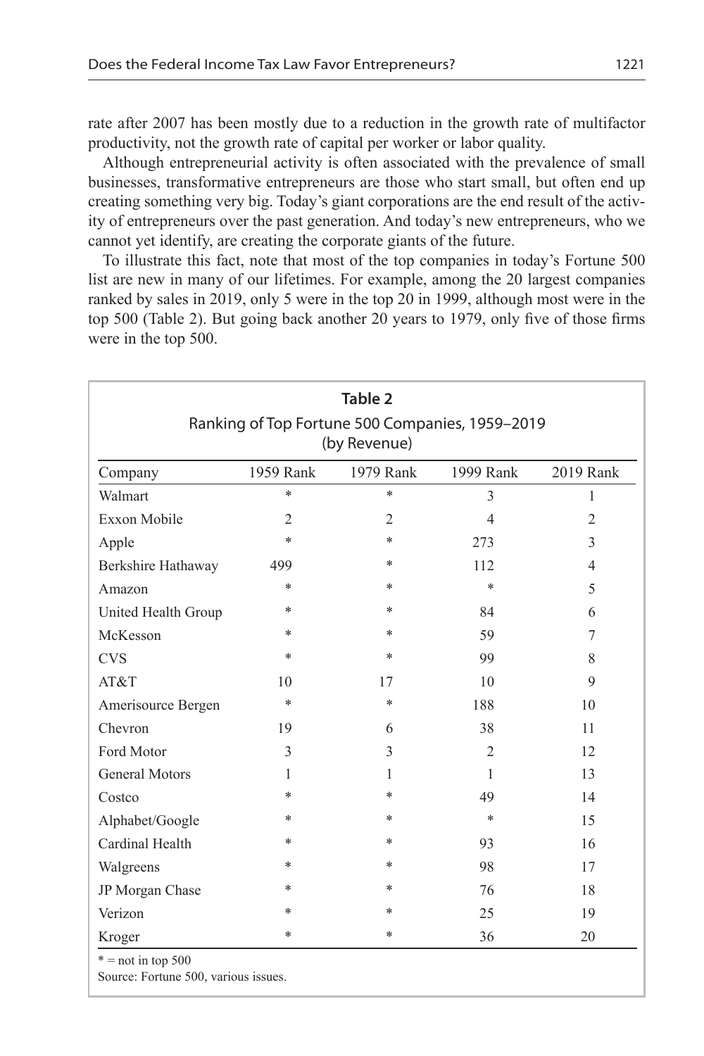rate after 2007 has been mostly due to a reduction in the growth rate of multifactor productivity, not the growth rate of capital per worker or labor quality.

Although entrepreneurial activity is often associated with the prevalence of small businesses, transformative entrepreneurs are those who start small, but often end up creating something very big. Today's giant corporations are the end result of the activity of entrepreneurs over the past generation. And today's new entrepreneurs, who we cannot yet identify, are creating the corporate giants of the future.

To illustrate this fact, note that most of the top companies in today's Fortune 500 list are new in many of our lifetimes. For example, among the 20 largest companies ranked by sales in 2019, only 5 were in the top 20 in 1999, although most were in the top 500 (Table 2). But going back another 20 years to 1979, only five of those firms were in the top 500.

**Table 2**

Ranking of Top Fortune 500 Companies, 1959–2019 (by Revenue)

| Company | 1959 Rank | 1979 Rank | 1999 Rank | 2019 Rank |
|---|---|---|---|---|
| Walmart | * | * | 3 | 1 |
| Exxon Mobile | 2 | 2 | 4 | 2 |
| Apple | * | * | 273 | 3 |
| Berkshire Hathaway | 499 | * | 112 | 4 |
| Amazon | * | * | * | 5 |
| United Health Group | * | * | 84 | 6 |
| McKesson | * | * | 59 | 7 |
| CVS | * | * | 99 | 8 |
| AT&T | 10 | 17 | 10 | 9 |
| Amerisource Bergen | * | * | 188 | 10 |
| Chevron | 19 | 6 | 38 | 11 |
| Ford Motor | 3 | 3 | 2 | 12 |
| General Motors | 1 | 1 | 1 | 13 |
| Costco | * | * | 49 | 14 |
| Alphabet/Google | * | * | * | 15 |
| Cardinal Health | * | * | 93 | 16 |
| Walgreens | * | * | 98 | 17 |
| JP Morgan Chase | * | * | 76 | 18 |
| Verizon | * | * | 25 | 19 |
| Kroger | * | * | 36 | 20 |

* = not in top 500

Source: Fortune 500, various issues.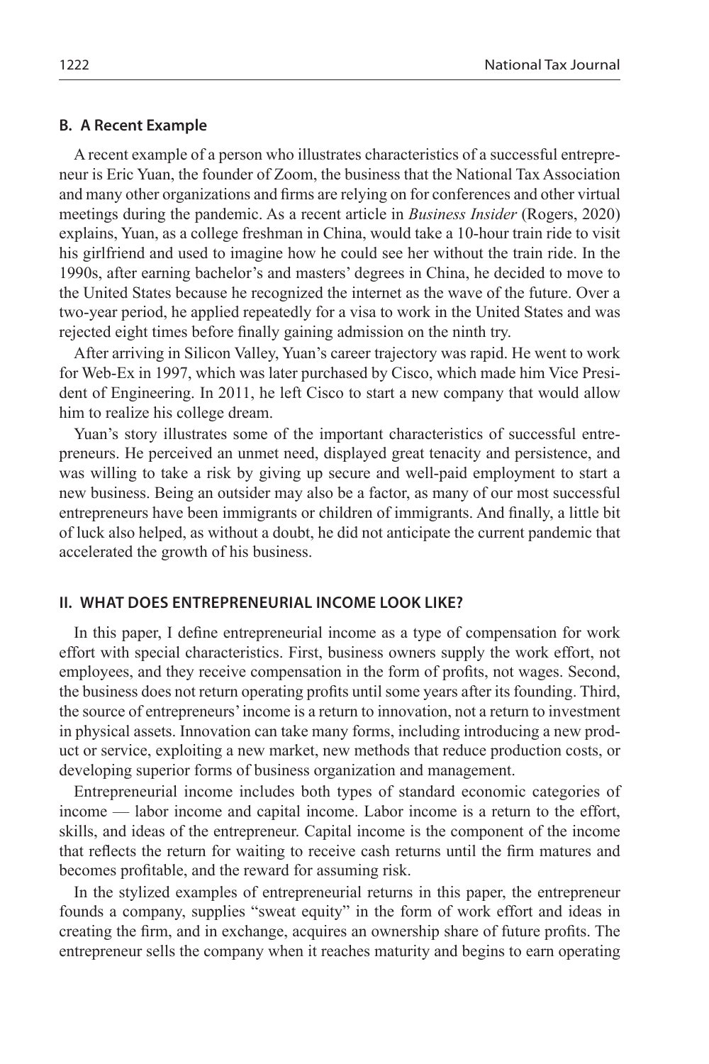### B. A Recent Example

A recent example of a person who illustrates characteristics of a successful entrepreneur is Eric Yuan, the founder of Zoom, the business that the National Tax Association and many other organizations and firms are relying on for conferences and other virtual meetings during the pandemic. As a recent article in *Business Insider* (Rogers, 2020) explains, Yuan, as a college freshman in China, would take a 10-hour train ride to visit his girlfriend and used to imagine how he could see her without the train ride. In the 1990s, after earning bachelor's and masters' degrees in China, he decided to move to the United States because he recognized the internet as the wave of the future. Over a two-year period, he applied repeatedly for a visa to work in the United States and was rejected eight times before finally gaining admission on the ninth try.

After arriving in Silicon Valley, Yuan's career trajectory was rapid. He went to work for Web-Ex in 1997, which was later purchased by Cisco, which made him Vice President of Engineering. In 2011, he left Cisco to start a new company that would allow him to realize his college dream.

Yuan's story illustrates some of the important characteristics of successful entrepreneurs. He perceived an unmet need, displayed great tenacity and persistence, and was willing to take a risk by giving up secure and well-paid employment to start a new business. Being an outsider may also be a factor, as many of our most successful entrepreneurs have been immigrants or children of immigrants. And finally, a little bit of luck also helped, as without a doubt, he did not anticipate the current pandemic that accelerated the growth of his business.

## II. WHAT DOES ENTREPRENEURIAL INCOME LOOK LIKE?

In this paper, I define entrepreneurial income as a type of compensation for work effort with special characteristics. First, business owners supply the work effort, not employees, and they receive compensation in the form of profits, not wages. Second, the business does not return operating profits until some years after its founding. Third, the source of entrepreneurs' income is a return to innovation, not a return to investment in physical assets. Innovation can take many forms, including introducing a new product or service, exploiting a new market, new methods that reduce production costs, or developing superior forms of business organization and management.

Entrepreneurial income includes both types of standard economic categories of income — labor income and capital income. Labor income is a return to the effort, skills, and ideas of the entrepreneur. Capital income is the component of the income that reflects the return for waiting to receive cash returns until the firm matures and becomes profitable, and the reward for assuming risk.

In the stylized examples of entrepreneurial returns in this paper, the entrepreneur founds a company, supplies "sweat equity" in the form of work effort and ideas in creating the firm, and in exchange, acquires an ownership share of future profits. The entrepreneur sells the company when it reaches maturity and begins to earn operating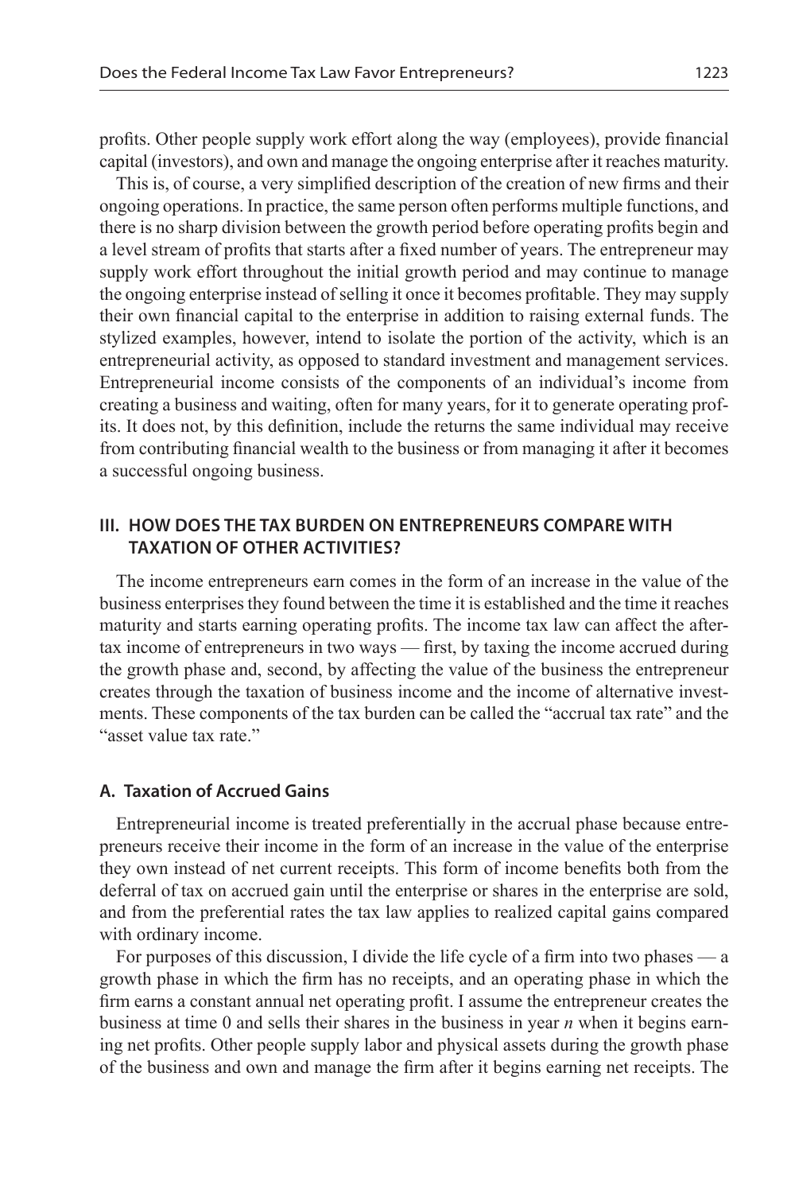profits. Other people supply work effort along the way (employees), provide financial capital (investors), and own and manage the ongoing enterprise after it reaches maturity.

This is, of course, a very simplified description of the creation of new firms and their ongoing operations. In practice, the same person often performs multiple functions, and there is no sharp division between the growth period before operating profits begin and a level stream of profits that starts after a fixed number of years. The entrepreneur may supply work effort throughout the initial growth period and may continue to manage the ongoing enterprise instead of selling it once it becomes profitable. They may supply their own financial capital to the enterprise in addition to raising external funds. The stylized examples, however, intend to isolate the portion of the activity, which is an entrepreneurial activity, as opposed to standard investment and management services. Entrepreneurial income consists of the components of an individual's income from creating a business and waiting, often for many years, for it to generate operating profits. It does not, by this definition, include the returns the same individual may receive from contributing financial wealth to the business or from managing it after it becomes a successful ongoing business.

## III. HOW DOES THE TAX BURDEN ON ENTREPRENEURS COMPARE WITH TAXATION OF OTHER ACTIVITIES?

The income entrepreneurs earn comes in the form of an increase in the value of the business enterprises they found between the time it is established and the time it reaches maturity and starts earning operating profits. The income tax law can affect the after-tax income of entrepreneurs in two ways — first, by taxing the income accrued during the growth phase and, second, by affecting the value of the business the entrepreneur creates through the taxation of business income and the income of alternative investments. These components of the tax burden can be called the "accrual tax rate" and the "asset value tax rate."

### A. Taxation of Accrued Gains

Entrepreneurial income is treated preferentially in the accrual phase because entrepreneurs receive their income in the form of an increase in the value of the enterprise they own instead of net current receipts. This form of income benefits both from the deferral of tax on accrued gain until the enterprise or shares in the enterprise are sold, and from the preferential rates the tax law applies to realized capital gains compared with ordinary income.

For purposes of this discussion, I divide the life cycle of a firm into two phases — a growth phase in which the firm has no receipts, and an operating phase in which the firm earns a constant annual net operating profit. I assume the entrepreneur creates the business at time 0 and sells their shares in the business in year $n$ when it begins earning net profits. Other people supply labor and physical assets during the growth phase of the business and own and manage the firm after it begins earning net receipts. The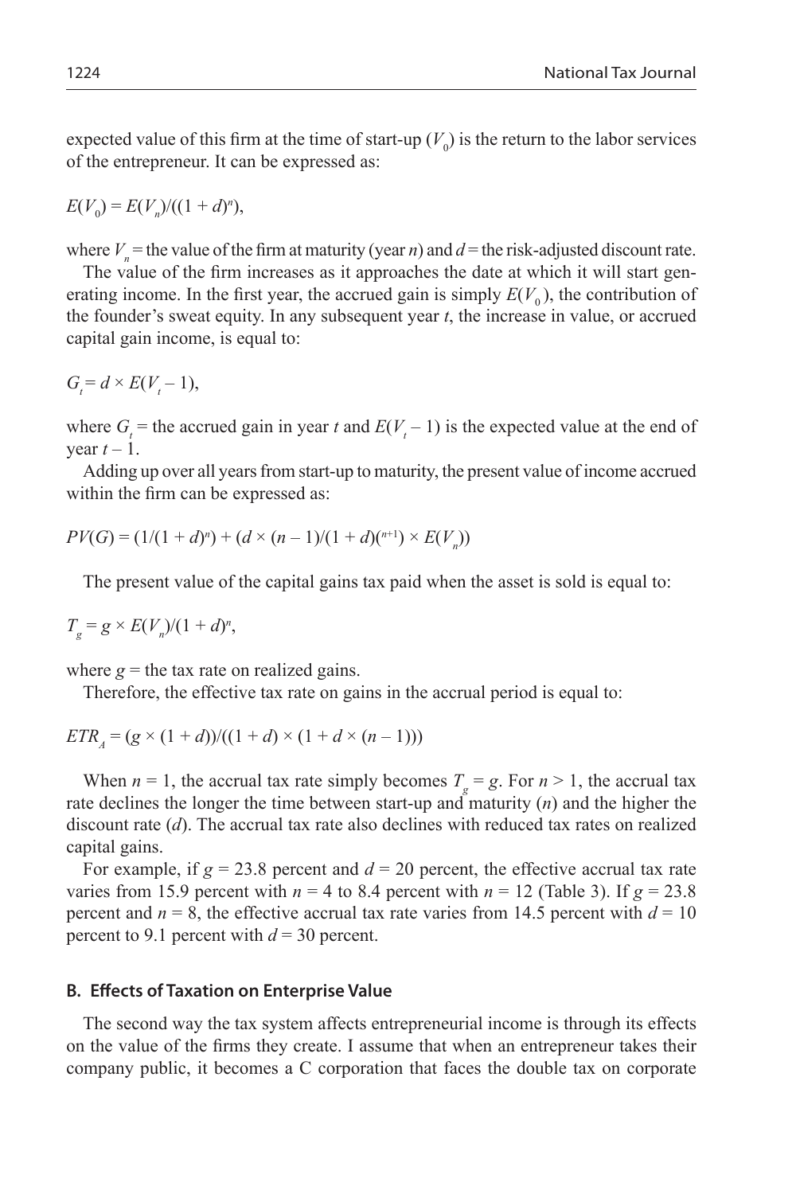expected value of this firm at the time of start-up ($V_0$) is the return to the labor services of the entrepreneur. It can be expressed as:

$$E(V_0) = E(V_n)/((1 + d)^n),$$

where $V_n$ = the value of the firm at maturity (year $n$) and $d$ = the risk-adjusted discount rate.

The value of the firm increases as it approaches the date at which it will start generating income. In the first year, the accrued gain is simply $E(V_0)$, the contribution of the founder's sweat equity. In any subsequent year $t$, the increase in value, or accrued capital gain income, is equal to:

$$G_t = d \times E(V_t - 1),$$

where $G_t$ = the accrued gain in year $t$ and $E(V_t - 1)$ is the expected value at the end of year $t - 1$.

Adding up over all years from start-up to maturity, the present value of income accrued within the firm can be expressed as:

$$PV(G) = (1/(1 + d)^n) + (d \times (n - 1)/(1 + d)^{(n+1)} \times E(V_n))$$

The present value of the capital gains tax paid when the asset is sold is equal to:

$$T_g = g \times E(V_n)/(1 + d)^n,$$

where $g$ = the tax rate on realized gains.

Therefore, the effective tax rate on gains in the accrual period is equal to:

$$ETR_A = (g \times (1 + d))/((1 + d) \times (1 + d \times (n - 1)))$$

When $n = 1$, the accrual tax rate simply becomes $T_g = g$. For $n > 1$, the accrual tax rate declines the longer the time between start-up and maturity ($n$) and the higher the discount rate ($d$). The accrual tax rate also declines with reduced tax rates on realized capital gains.

For example, if $g = 23.8$ percent and $d = 20$ percent, the effective accrual tax rate varies from 15.9 percent with $n = 4$ to 8.4 percent with $n = 12$ (Table 3). If $g = 23.8$ percent and $n = 8$, the effective accrual tax rate varies from 14.5 percent with $d = 10$ percent to 9.1 percent with $d = 30$ percent.

### B. Effects of Taxation on Enterprise Value

The second way the tax system affects entrepreneurial income is through its effects on the value of the firms they create. I assume that when an entrepreneur takes their company public, it becomes a C corporation that faces the double tax on corporate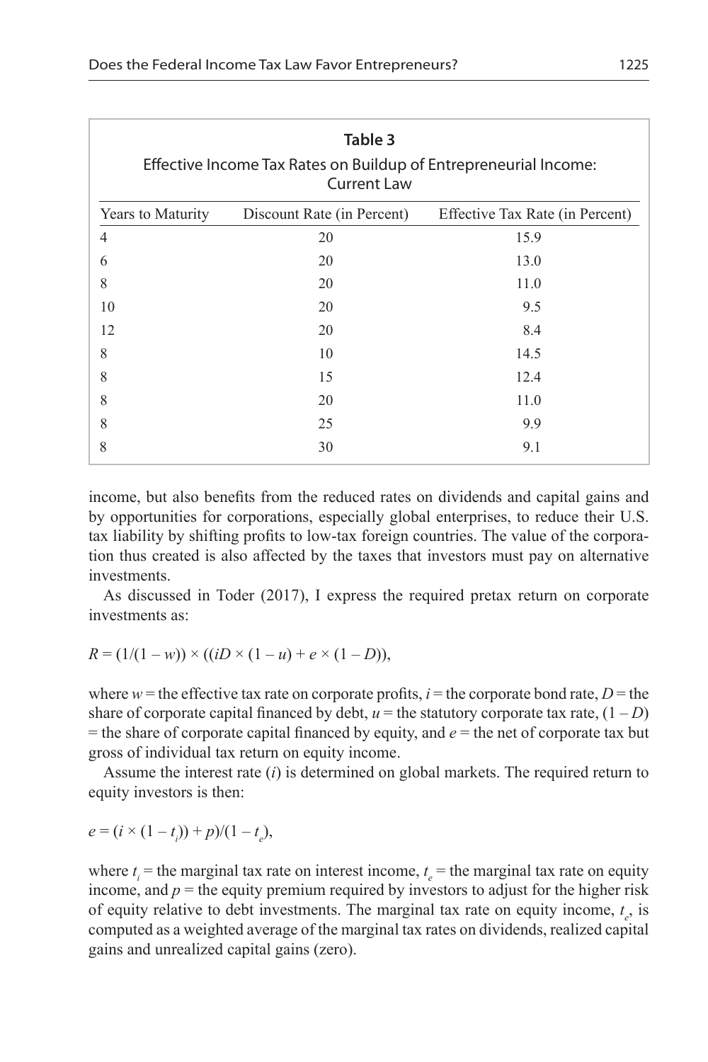**Table 3**

Effective Income Tax Rates on Buildup of Entrepreneurial Income: Current Law

| Years to Maturity | Discount Rate (in Percent) | Effective Tax Rate (in Percent) |
|---|---|---|
| 4 | 20 | 15.9 |
| 6 | 20 | 13.0 |
| 8 | 20 | 11.0 |
| 10 | 20 | 9.5 |
| 12 | 20 | 8.4 |
| 8 | 10 | 14.5 |
| 8 | 15 | 12.4 |
| 8 | 20 | 11.0 |
| 8 | 25 | 9.9 |
| 8 | 30 | 9.1 |

income, but also benefits from the reduced rates on dividends and capital gains and by opportunities for corporations, especially global enterprises, to reduce their U.S. tax liability by shifting profits to low-tax foreign countries. The value of the corporation thus created is also affected by the taxes that investors must pay on alternative investments.

As discussed in Toder (2017), I express the required pretax return on corporate investments as:

$$R = (1/(1 - w)) \times ((iD \times (1 - u) + e \times (1 - D)),$$

where $w$ = the effective tax rate on corporate profits, $i$ = the corporate bond rate, $D$ = the share of corporate capital financed by debt, $u$ = the statutory corporate tax rate, $(1 - D)$ = the share of corporate capital financed by equity, and $e$ = the net of corporate tax but gross of individual tax return on equity income.

Assume the interest rate ($i$) is determined on global markets. The required return to equity investors is then:

$$e = (i \times (1 - t_i)) + p)/(1 - t_e),$$

where $t_i$ = the marginal tax rate on interest income, $t_e$ = the marginal tax rate on equity income, and $p$ = the equity premium required by investors to adjust for the higher risk of equity relative to debt investments. The marginal tax rate on equity income, $t_e$, is computed as a weighted average of the marginal tax rates on dividends, realized capital gains and unrealized capital gains (zero).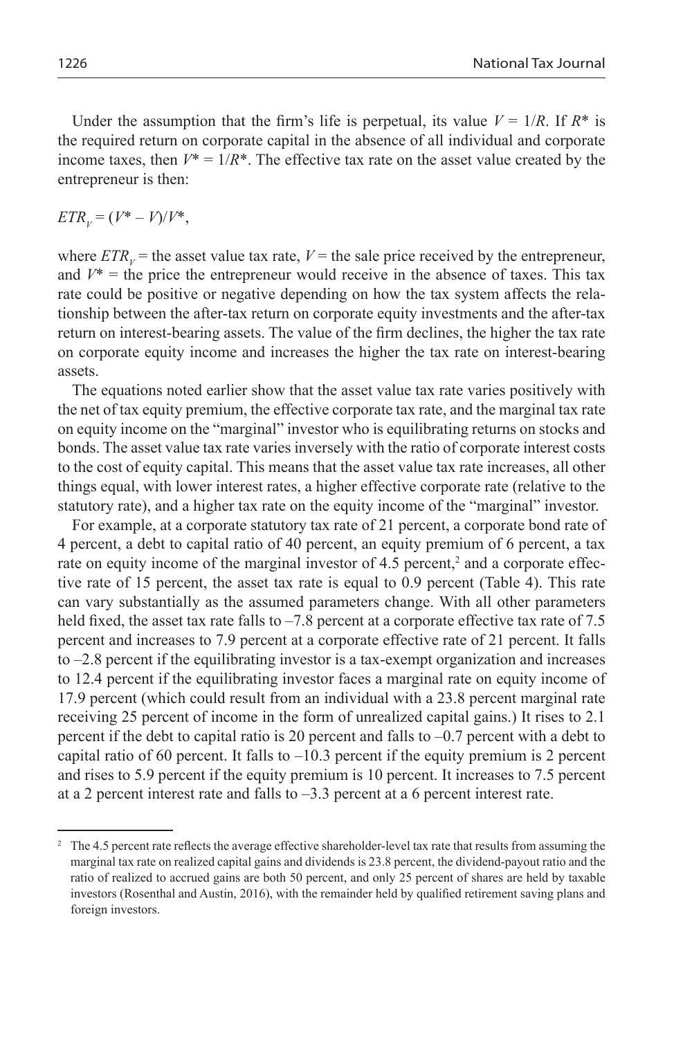Under the assumption that the firm's life is perpetual, its value $V = 1/R$. If $R^*$ is the required return on corporate capital in the absence of all individual and corporate income taxes, then $V^* = 1/R^*$. The effective tax rate on the asset value created by the entrepreneur is then:

$$ETR_V = (V^* - V)/V^*,$$

where $ETR_V$ = the asset value tax rate, $V$ = the sale price received by the entrepreneur, and $V^*$ = the price the entrepreneur would receive in the absence of taxes. This tax rate could be positive or negative depending on how the tax system affects the relationship between the after-tax return on corporate equity investments and the after-tax return on interest-bearing assets. The value of the firm declines, the higher the tax rate on corporate equity income and increases the higher the tax rate on interest-bearing assets.

The equations noted earlier show that the asset value tax rate varies positively with the net of tax equity premium, the effective corporate tax rate, and the marginal tax rate on equity income on the "marginal" investor who is equilibrating returns on stocks and bonds. The asset value tax rate varies inversely with the ratio of corporate interest costs to the cost of equity capital. This means that the asset value tax rate increases, all other things equal, with lower interest rates, a higher effective corporate rate (relative to the statutory rate), and a higher tax rate on the equity income of the "marginal" investor.

For example, at a corporate statutory tax rate of 21 percent, a corporate bond rate of 4 percent, a debt to capital ratio of 40 percent, an equity premium of 6 percent, a tax rate on equity income of the marginal investor of 4.5 percent,[2] and a corporate effective rate of 15 percent, the asset tax rate is equal to 0.9 percent (Table 4). This rate can vary substantially as the assumed parameters change. With all other parameters held fixed, the asset tax rate falls to –7.8 percent at a corporate effective tax rate of 7.5 percent and increases to 7.9 percent at a corporate effective rate of 21 percent. It falls to –2.8 percent if the equilibrating investor is a tax-exempt organization and increases to 12.4 percent if the equilibrating investor faces a marginal rate on equity income of 17.9 percent (which could result from an individual with a 23.8 percent marginal rate receiving 25 percent of income in the form of unrealized capital gains.) It rises to 2.1 percent if the debt to capital ratio is 20 percent and falls to –0.7 percent with a debt to capital ratio of 60 percent. It falls to –10.3 percent if the equity premium is 2 percent and rises to 5.9 percent if the equity premium is 10 percent. It increases to 7.5 percent at a 2 percent interest rate and falls to –3.3 percent at a 6 percent interest rate.

[2] The 4.5 percent rate reflects the average effective shareholder-level tax rate that results from assuming the marginal tax rate on realized capital gains and dividends is 23.8 percent, the dividend-payout ratio and the ratio of realized to accrued gains are both 50 percent, and only 25 percent of shares are held by taxable investors (Rosenthal and Austin, 2016), with the remainder held by qualified retirement saving plans and foreign investors.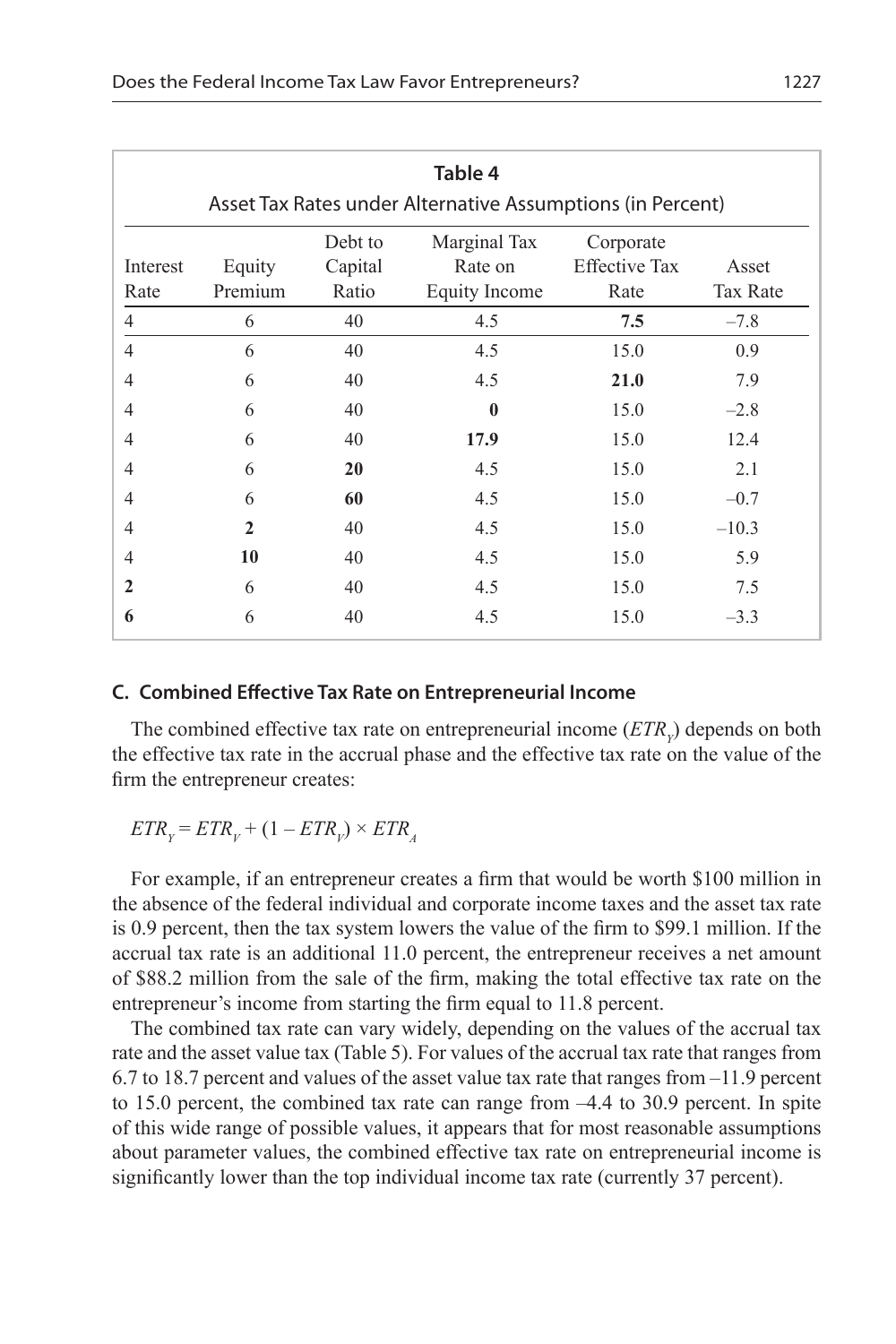**Table 4**
Asset Tax Rates under Alternative Assumptions (in Percent)

| Interest Rate | Equity Premium | Debt to Capital Ratio | Marginal Tax Rate on Equity Income | Corporate Effective Tax Rate | Asset Tax Rate |
|---|---|---|---|---|---|
| 4 | 6 | 40 | 4.5 | **7.5** | –7.8 |
| 4 | 6 | 40 | 4.5 | 15.0 | 0.9 |
| 4 | 6 | 40 | 4.5 | **21.0** | 7.9 |
| 4 | 6 | 40 | **0** | 15.0 | –2.8 |
| 4 | 6 | 40 | **17.9** | 15.0 | 12.4 |
| 4 | 6 | **20** | 4.5 | 15.0 | 2.1 |
| 4 | 6 | **60** | 4.5 | 15.0 | –0.7 |
| 4 | **2** | 40 | 4.5 | 15.0 | –10.3 |
| 4 | **10** | 40 | 4.5 | 15.0 | 5.9 |
| **2** | 6 | 40 | 4.5 | 15.0 | 7.5 |
| **6** | 6 | 40 | 4.5 | 15.0 | –3.3 |

### C. Combined Effective Tax Rate on Entrepreneurial Income

The combined effective tax rate on entrepreneurial income ($ETR_Y$) depends on both the effective tax rate in the accrual phase and the effective tax rate on the value of the firm the entrepreneur creates:

$$ETR_Y = ETR_V + (1 - ETR_V) \times ETR_A$$

For example, if an entrepreneur creates a firm that would be worth $100 million in the absence of the federal individual and corporate income taxes and the asset tax rate is 0.9 percent, then the tax system lowers the value of the firm to $99.1 million. If the accrual tax rate is an additional 11.0 percent, the entrepreneur receives a net amount of $88.2 million from the sale of the firm, making the total effective tax rate on the entrepreneur's income from starting the firm equal to 11.8 percent.

The combined tax rate can vary widely, depending on the values of the accrual tax rate and the asset value tax (Table 5). For values of the accrual tax rate that ranges from 6.7 to 18.7 percent and values of the asset value tax rate that ranges from –11.9 percent to 15.0 percent, the combined tax rate can range from –4.4 to 30.9 percent. In spite of this wide range of possible values, it appears that for most reasonable assumptions about parameter values, the combined effective tax rate on entrepreneurial income is significantly lower than the top individual income tax rate (currently 37 percent).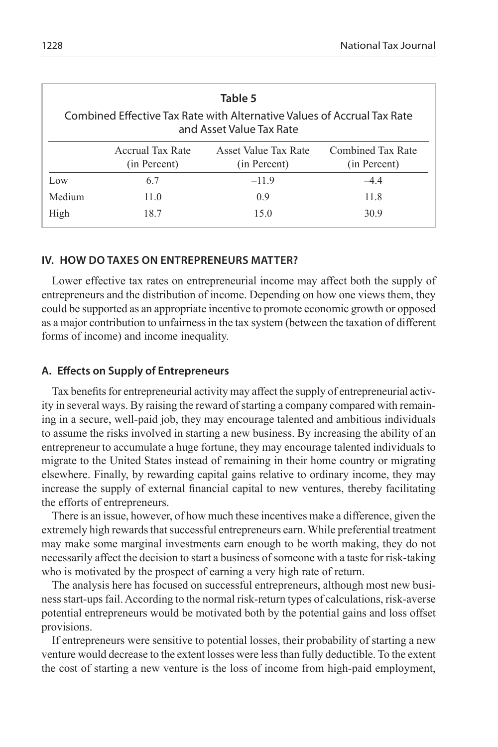**Table 5**

Combined Effective Tax Rate with Alternative Values of Accrual Tax Rate and Asset Value Tax Rate

| | Accrual Tax Rate (in Percent) | Asset Value Tax Rate (in Percent) | Combined Tax Rate (in Percent) |
|---|---|---|---|
| Low | 6.7 | –11.9 | –4.4 |
| Medium | 11.0 | 0.9 | 11.8 |
| High | 18.7 | 15.0 | 30.9 |

## IV. HOW DO TAXES ON ENTREPRENEURS MATTER?

Lower effective tax rates on entrepreneurial income may affect both the supply of entrepreneurs and the distribution of income. Depending on how one views them, they could be supported as an appropriate incentive to promote economic growth or opposed as a major contribution to unfairness in the tax system (between the taxation of different forms of income) and income inequality.

### A. Effects on Supply of Entrepreneurs

Tax benefits for entrepreneurial activity may affect the supply of entrepreneurial activity in several ways. By raising the reward of starting a company compared with remaining in a secure, well-paid job, they may encourage talented and ambitious individuals to assume the risks involved in starting a new business. By increasing the ability of an entrepreneur to accumulate a huge fortune, they may encourage talented individuals to migrate to the United States instead of remaining in their home country or migrating elsewhere. Finally, by rewarding capital gains relative to ordinary income, they may increase the supply of external financial capital to new ventures, thereby facilitating the efforts of entrepreneurs.

There is an issue, however, of how much these incentives make a difference, given the extremely high rewards that successful entrepreneurs earn. While preferential treatment may make some marginal investments earn enough to be worth making, they do not necessarily affect the decision to start a business of someone with a taste for risk-taking who is motivated by the prospect of earning a very high rate of return.

The analysis here has focused on successful entrepreneurs, although most new business start-ups fail. According to the normal risk-return types of calculations, risk-averse potential entrepreneurs would be motivated both by the potential gains and loss offset provisions.

If entrepreneurs were sensitive to potential losses, their probability of starting a new venture would decrease to the extent losses were less than fully deductible. To the extent the cost of starting a new venture is the loss of income from high-paid employment,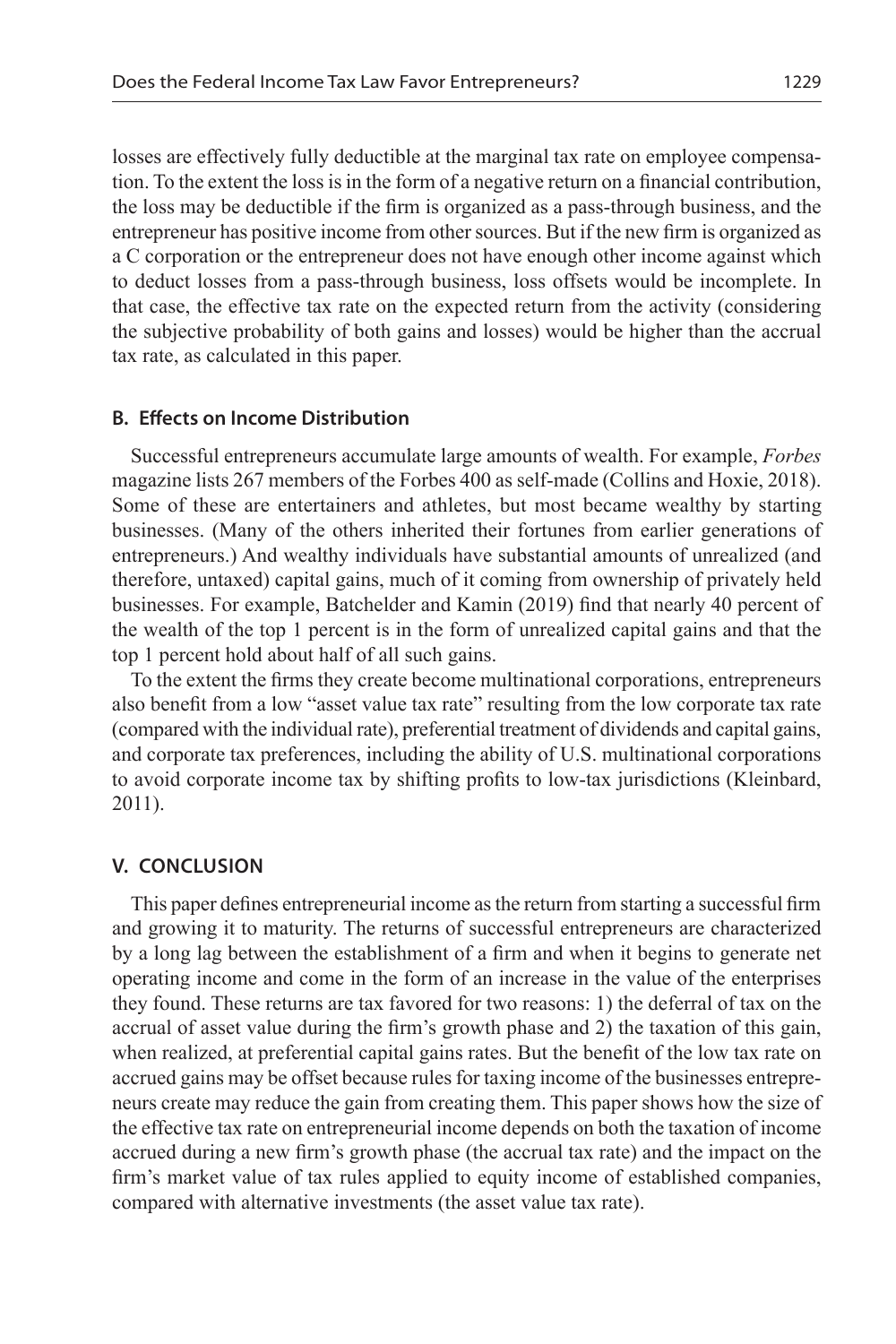losses are effectively fully deductible at the marginal tax rate on employee compensation. To the extent the loss is in the form of a negative return on a financial contribution, the loss may be deductible if the firm is organized as a pass-through business, and the entrepreneur has positive income from other sources. But if the new firm is organized as a C corporation or the entrepreneur does not have enough other income against which to deduct losses from a pass-through business, loss offsets would be incomplete. In that case, the effective tax rate on the expected return from the activity (considering the subjective probability of both gains and losses) would be higher than the accrual tax rate, as calculated in this paper.

### B. Effects on Income Distribution

Successful entrepreneurs accumulate large amounts of wealth. For example, *Forbes* magazine lists 267 members of the Forbes 400 as self-made (Collins and Hoxie, 2018). Some of these are entertainers and athletes, but most became wealthy by starting businesses. (Many of the others inherited their fortunes from earlier generations of entrepreneurs.) And wealthy individuals have substantial amounts of unrealized (and therefore, untaxed) capital gains, much of it coming from ownership of privately held businesses. For example, Batchelder and Kamin (2019) find that nearly 40 percent of the wealth of the top 1 percent is in the form of unrealized capital gains and that the top 1 percent hold about half of all such gains.

To the extent the firms they create become multinational corporations, entrepreneurs also benefit from a low "asset value tax rate" resulting from the low corporate tax rate (compared with the individual rate), preferential treatment of dividends and capital gains, and corporate tax preferences, including the ability of U.S. multinational corporations to avoid corporate income tax by shifting profits to low-tax jurisdictions (Kleinbard, 2011).

## V. CONCLUSION

This paper defines entrepreneurial income as the return from starting a successful firm and growing it to maturity. The returns of successful entrepreneurs are characterized by a long lag between the establishment of a firm and when it begins to generate net operating income and come in the form of an increase in the value of the enterprises they found. These returns are tax favored for two reasons: 1) the deferral of tax on the accrual of asset value during the firm's growth phase and 2) the taxation of this gain, when realized, at preferential capital gains rates. But the benefit of the low tax rate on accrued gains may be offset because rules for taxing income of the businesses entrepreneurs create may reduce the gain from creating them. This paper shows how the size of the effective tax rate on entrepreneurial income depends on both the taxation of income accrued during a new firm's growth phase (the accrual tax rate) and the impact on the firm's market value of tax rules applied to equity income of established companies, compared with alternative investments (the asset value tax rate).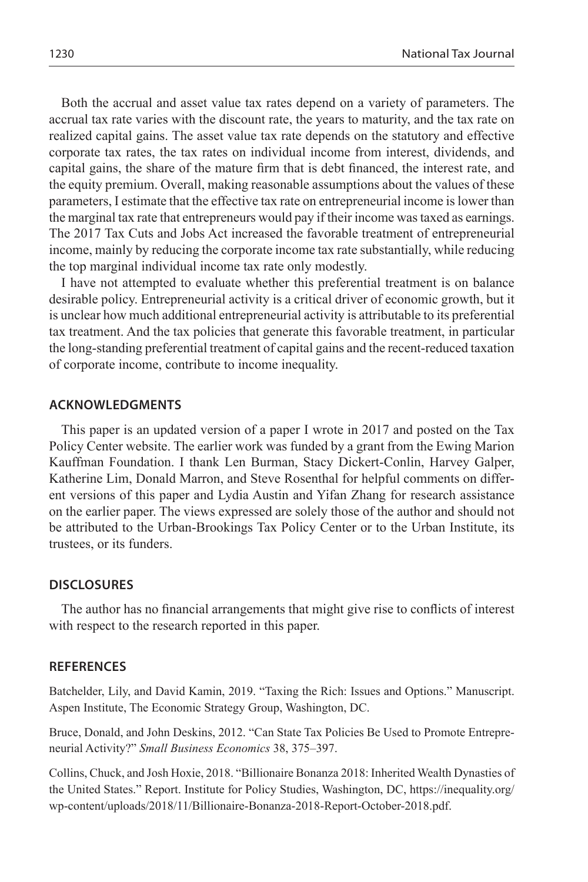Both the accrual and asset value tax rates depend on a variety of parameters. The accrual tax rate varies with the discount rate, the years to maturity, and the tax rate on realized capital gains. The asset value tax rate depends on the statutory and effective corporate tax rates, the tax rates on individual income from interest, dividends, and capital gains, the share of the mature firm that is debt financed, the interest rate, and the equity premium. Overall, making reasonable assumptions about the values of these parameters, I estimate that the effective tax rate on entrepreneurial income is lower than the marginal tax rate that entrepreneurs would pay if their income was taxed as earnings. The 2017 Tax Cuts and Jobs Act increased the favorable treatment of entrepreneurial income, mainly by reducing the corporate income tax rate substantially, while reducing the top marginal individual income tax rate only modestly.

I have not attempted to evaluate whether this preferential treatment is on balance desirable policy. Entrepreneurial activity is a critical driver of economic growth, but it is unclear how much additional entrepreneurial activity is attributable to its preferential tax treatment. And the tax policies that generate this favorable treatment, in particular the long-standing preferential treatment of capital gains and the recent-reduced taxation of corporate income, contribute to income inequality.

## ACKNOWLEDGMENTS

This paper is an updated version of a paper I wrote in 2017 and posted on the Tax Policy Center website. The earlier work was funded by a grant from the Ewing Marion Kauffman Foundation. I thank Len Burman, Stacy Dickert-Conlin, Harvey Galper, Katherine Lim, Donald Marron, and Steve Rosenthal for helpful comments on different versions of this paper and Lydia Austin and Yifan Zhang for research assistance on the earlier paper. The views expressed are solely those of the author and should not be attributed to the Urban-Brookings Tax Policy Center or to the Urban Institute, its trustees, or its funders.

## DISCLOSURES

The author has no financial arrangements that might give rise to conflicts of interest with respect to the research reported in this paper.

## REFERENCES

Batchelder, Lily, and David Kamin, 2019. "Taxing the Rich: Issues and Options." Manuscript. Aspen Institute, The Economic Strategy Group, Washington, DC.

Bruce, Donald, and John Deskins, 2012. "Can State Tax Policies Be Used to Promote Entrepreneurial Activity?" *Small Business Economics* 38, 375–397.

Collins, Chuck, and Josh Hoxie, 2018. "Billionaire Bonanza 2018: Inherited Wealth Dynasties of the United States." Report. Institute for Policy Studies, Washington, DC, https://inequality.org/wp-content/uploads/2018/11/Billionaire-Bonanza-2018-Report-October-2018.pdf.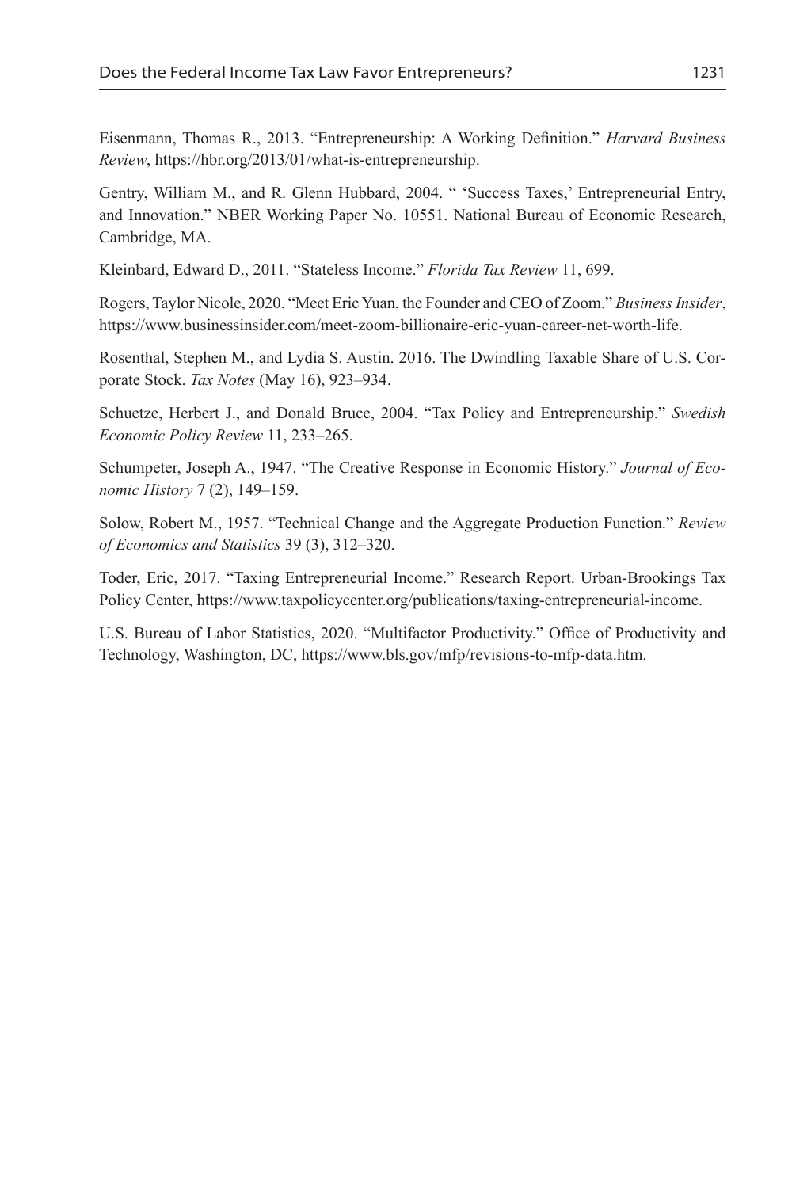Eisenmann, Thomas R., 2013. "Entrepreneurship: A Working Definition." *Harvard Business Review*, https://hbr.org/2013/01/what-is-entrepreneurship.

Gentry, William M., and R. Glenn Hubbard, 2004. " 'Success Taxes,' Entrepreneurial Entry, and Innovation." NBER Working Paper No. 10551. National Bureau of Economic Research, Cambridge, MA.

Kleinbard, Edward D., 2011. "Stateless Income." *Florida Tax Review* 11, 699.

Rogers, Taylor Nicole, 2020. "Meet Eric Yuan, the Founder and CEO of Zoom." *Business Insider*, https://www.businessinsider.com/meet-zoom-billionaire-eric-yuan-career-net-worth-life.

Rosenthal, Stephen M., and Lydia S. Austin. 2016. The Dwindling Taxable Share of U.S. Corporate Stock. *Tax Notes* (May 16), 923–934.

Schuetze, Herbert J., and Donald Bruce, 2004. "Tax Policy and Entrepreneurship." *Swedish Economic Policy Review* 11, 233–265.

Schumpeter, Joseph A., 1947. "The Creative Response in Economic History." *Journal of Economic History* 7 (2), 149–159.

Solow, Robert M., 1957. "Technical Change and the Aggregate Production Function." *Review of Economics and Statistics* 39 (3), 312–320.

Toder, Eric, 2017. "Taxing Entrepreneurial Income." Research Report. Urban-Brookings Tax Policy Center, https://www.taxpolicycenter.org/publications/taxing-entrepreneurial-income.

U.S. Bureau of Labor Statistics, 2020. "Multifactor Productivity." Office of Productivity and Technology, Washington, DC, https://www.bls.gov/mfp/revisions-to-mfp-data.htm.